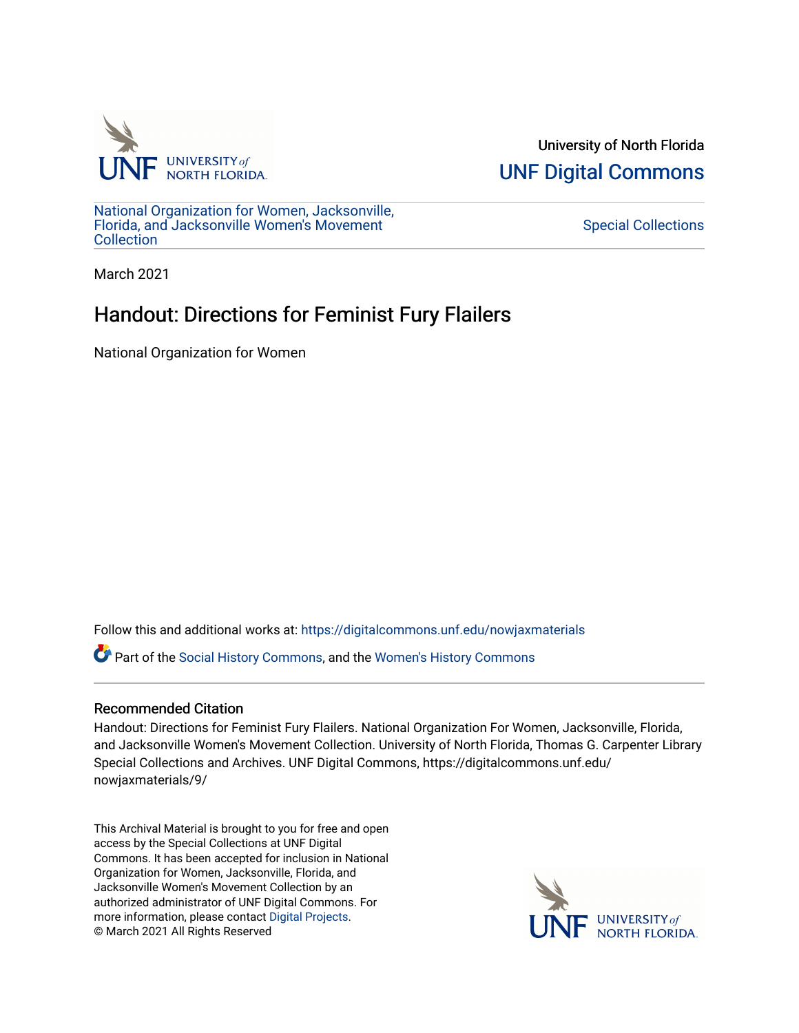University of North Florida

UNF Digital Commons

National Organization for Women, Jacksonville, Florida, and Jacksonville Women's Movement Collection

Special Collections

March 2021

# Handout: Directions for Feminist Fury Flailers

National Organization for Women

Follow this and additional works at: https://digitalcommons.unf.edu/nowjaxmaterials

Part of the Social History Commons, and the Women's History Commons

## Recommended Citation

Handout: Directions for Feminist Fury Flailers. National Organization For Women, Jacksonville, Florida, and Jacksonville Women's Movement Collection. University of North Florida, Thomas G. Carpenter Library Special Collections and Archives. UNF Digital Commons, https://digitalcommons.unf.edu/nowjaxmaterials/9/

This Archival Material is brought to you for free and open access by the Special Collections at UNF Digital Commons. It has been accepted for inclusion in National Organization for Women, Jacksonville, Florida, and Jacksonville Women's Movement Collection by an authorized administrator of UNF Digital Commons. For more information, please contact Digital Projects.
© March 2021 All Rights Reserved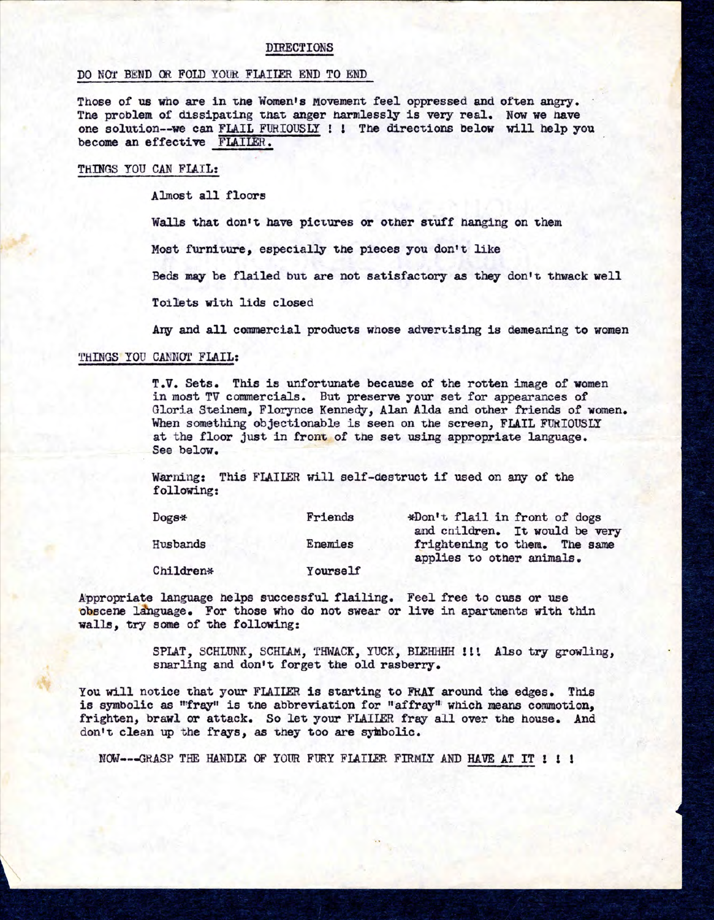# DIRECTIONS

DO NOT BEND OR FOLD YOUR FLAILER END TO END

Those of us who are in the Women's Movement feel oppressed and often angry. The problem of dissipating that anger harmlessly is very real. Now we have one solution--we can FLAIL FURIOUSLY ! ! The directions below will help you become an effective FLAILER.

THINGS YOU CAN FLAIL:

Almost all floors

Walls that don't have pictures or other stuff hanging on them

Most furniture, especially the pieces you don't like

Beds may be flailed but are not satisfactory as they don't thwack well

Toilets with lids closed

Any and all commercial products whose advertising is demeaning to women

THINGS YOU CANNOT FLAIL:

T.V. Sets. This is unfortunate because of the rotten image of women in most TV commercials. But preserve your set for appearances of Gloria Steinem, Florynce Kennedy, Alan Alda and other friends of women. When something objectionable is seen on the screen, FLAIL FURIOUSLY at the floor just in front of the set using appropriate language. See below.

Warning: This FLAILER will self-destruct if used on any of the following:

| | |
|---|---|
| Dogs* | Friends |
| Husbands | Enemies |
| Children* | Yourself |

*Don't flail in front of dogs and children. It would be very frightening to them. The same applies to other animals.

Appropriate language helps successful flailing. Feel free to cuss or use obscene language. For those who do not swear or live in apartments with thin walls, try some of the following:

SPLAT, SCHLUNK, SCHLAM, THWACK, YUCK, BLEHHHH !!! Also try growling, snarling and don't forget the old rasberry.

You will notice that your FLAILER is starting to FRAY around the edges. This is symbolic as "fray" is the abbreviation for "affray" which means commotion, frighten, brawl or attack. So let your FLAILER fray all over the house. And don't clean up the frays, as they too are symbolic.

NOW---GRASP THE HANDLE OF YOUR FURY FLAILER FIRMLY AND HAVE AT IT ! ! !